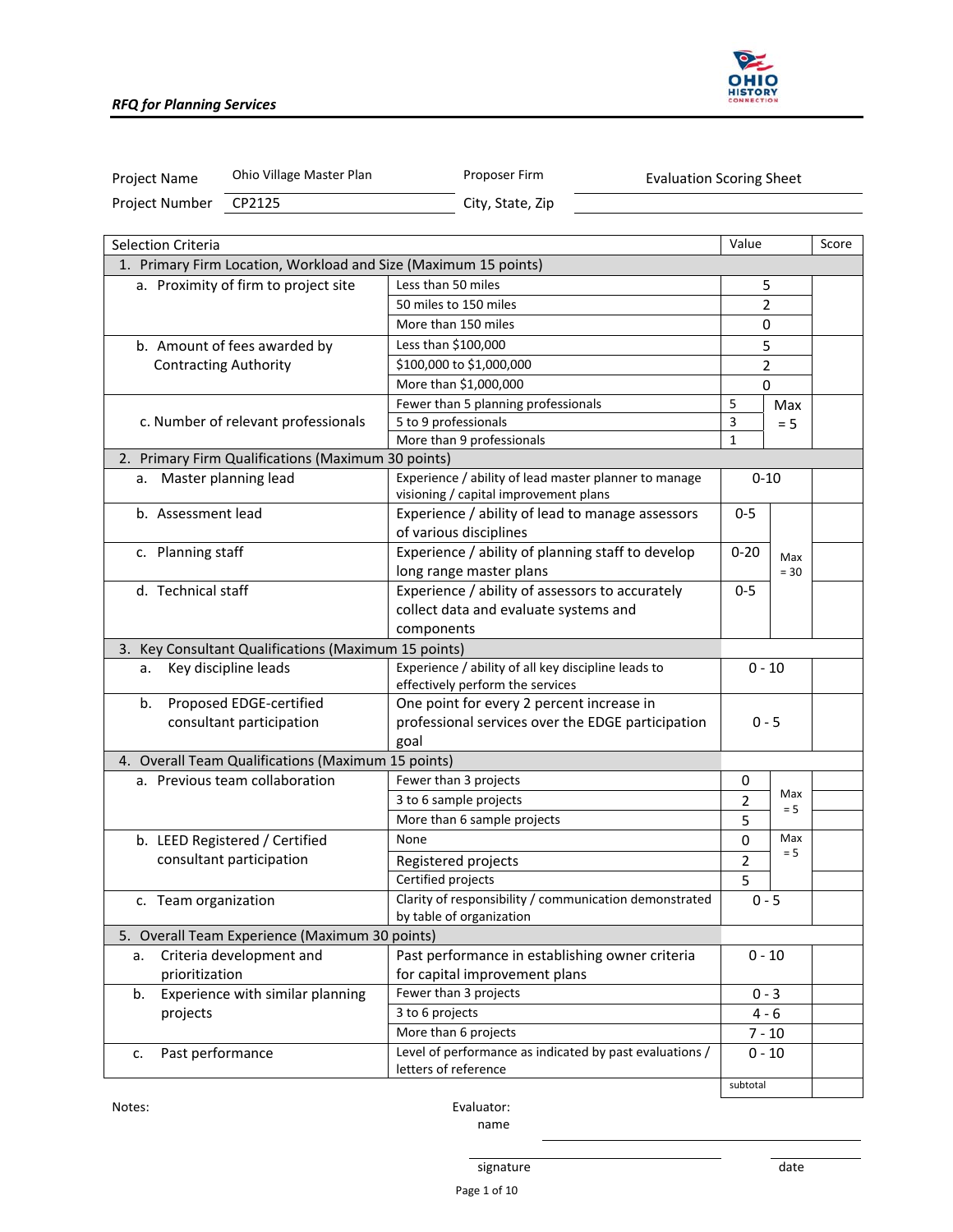*RFQ for Planning Services*

| Project Name | Ohio Village Master Plan | Proposer Firm | Evaluation Scoring Sheet |
|---|---|---|---|
| Project Number | CP2125 | City, State, Zip | |

| Selection Criteria | | Value | | Score |
|---|---|---|---|---|
| 1. Primary Firm Location, Workload and Size (Maximum 15 points) | | | | |
| a. Proximity of firm to project site | Less than 50 miles | 5 | | |
| | 50 miles to 150 miles | 2 | | |
| | More than 150 miles | 0 | | |
| b. Amount of fees awarded by Contracting Authority | Less than $100,000 | 5 | | |
| | $100,000 to $1,000,000 | 2 | | |
| | More than $1,000,000 | 0 | | |
| c. Number of relevant professionals | Fewer than 5 planning professionals | 5 | Max = 5 | |
| | 5 to 9 professionals | 3 | | |
| | More than 9 professionals | 1 | | |
| 2. Primary Firm Qualifications (Maximum 30 points) | | | | |
| a. Master planning lead | Experience / ability of lead master planner to manage visioning / capital improvement plans | 0-10 | | |
| b. Assessment lead | Experience / ability of lead to manage assessors of various disciplines | 0-5 | Max = 30 | |
| c. Planning staff | Experience / ability of planning staff to develop long range master plans | 0-20 | | |
| d. Technical staff | Experience / ability of assessors to accurately collect data and evaluate systems and components | 0-5 | | |
| 3. Key Consultant Qualifications (Maximum 15 points) | | | | |
| a. Key discipline leads | Experience / ability of all key discipline leads to effectively perform the services | 0 - 10 | | |
| b. Proposed EDGE-certified consultant participation | One point for every 2 percent increase in professional services over the EDGE participation goal | 0 - 5 | | |
| 4. Overall Team Qualifications (Maximum 15 points) | | | | |
| a. Previous team collaboration | Fewer than 3 projects | 0 | Max = 5 | |
| | 3 to 6 sample projects | 2 | | |
| | More than 6 sample projects | 5 | | |
| b. LEED Registered / Certified consultant participation | None | 0 | Max = 5 | |
| | Registered projects | 2 | | |
| | Certified projects | 5 | | |
| c. Team organization | Clarity of responsibility / communication demonstrated by table of organization | 0 - 5 | | |
| 5. Overall Team Experience (Maximum 30 points) | | | | |
| a. Criteria development and prioritization | Past performance in establishing owner criteria for capital improvement plans | 0 - 10 | | |
| b. Experience with similar planning projects | Fewer than 3 projects | 0 - 3 | | |
| | 3 to 6 projects | 4 - 6 | | |
| | More than 6 projects | 7 - 10 | | |
| c. Past performance | Level of performance as indicated by past evaluations / letters of reference | 0 - 10 | | |
| | | subtotal | | |

Notes:

Evaluator:

name

signature

date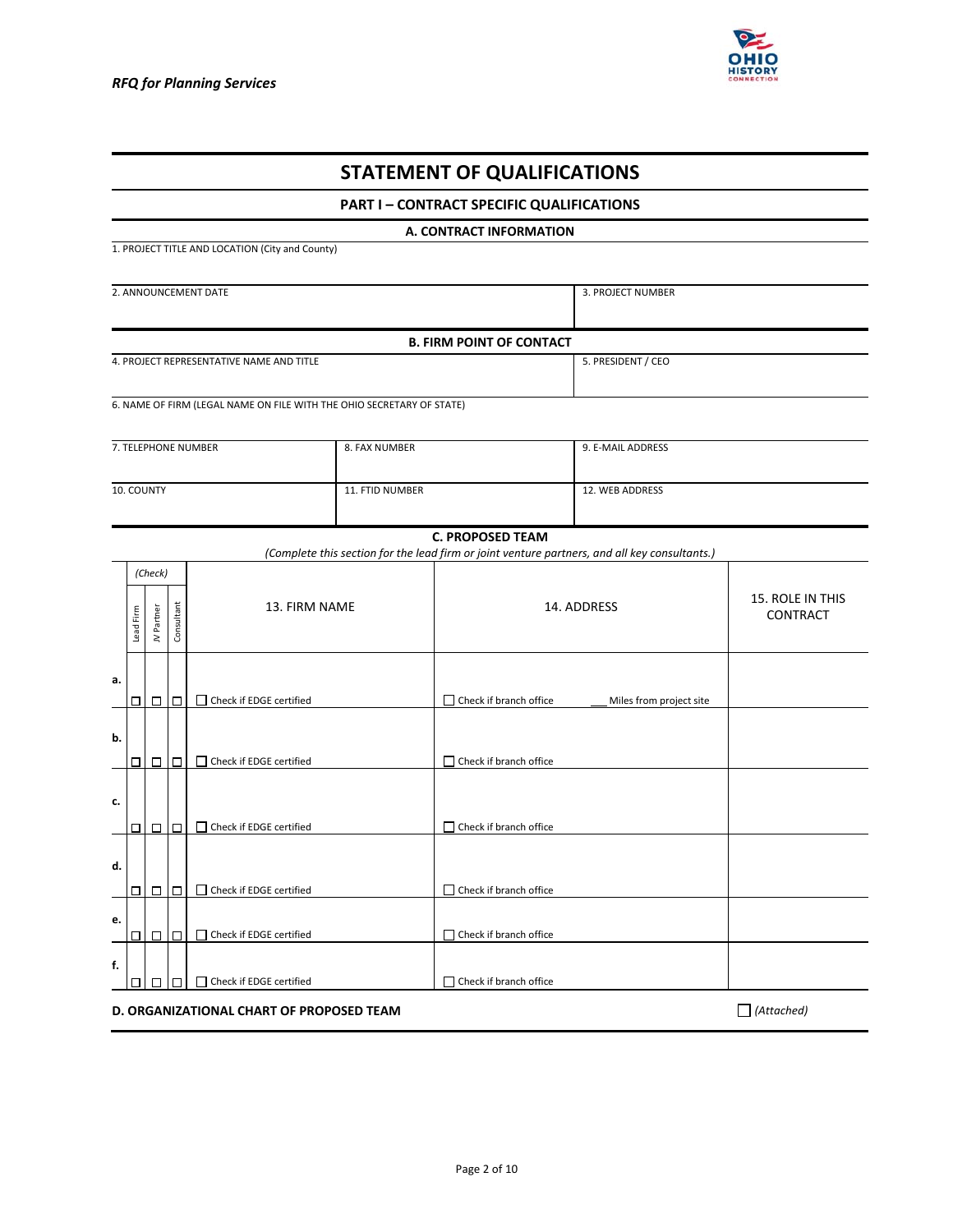# STATEMENT OF QUALIFICATIONS

## PART I – CONTRACT SPECIFIC QUALIFICATIONS

### A. CONTRACT INFORMATION

| 1. PROJECT TITLE AND LOCATION (City and County) | |
|---|---|
| 2. ANNOUNCEMENT DATE | 3. PROJECT NUMBER |

### B. FIRM POINT OF CONTACT

| 4. PROJECT REPRESENTATIVE NAME AND TITLE | | 5. PRESIDENT / CEO |
|---|---|---|
| 6. NAME OF FIRM (LEGAL NAME ON FILE WITH THE OHIO SECRETARY OF STATE) | | |
| 7. TELEPHONE NUMBER | 8. FAX NUMBER | 9. E-MAIL ADDRESS |
| 10. COUNTY | 11. FTID NUMBER | 12. WEB ADDRESS |

### C. PROPOSED TEAM

*(Complete this section for the lead firm or joint venture partners, and all key consultants.)*

| | (Check) Lead Firm | (Check) JV Partner | (Check) Consultant | 13. FIRM NAME | 14. ADDRESS | 15. ROLE IN THIS CONTRACT |
|---|---|---|---|---|---|---|
| a. | ☐ | ☐ | ☐ | ☐ Check if EDGE certified | ☐ Check if branch office ___ Miles from project site | |
| b. | ☐ | ☐ | ☐ | ☐ Check if EDGE certified | ☐ Check if branch office | |
| c. | ☐ | ☐ | ☐ | ☐ Check if EDGE certified | ☐ Check if branch office | |
| d. | ☐ | ☐ | ☐ | ☐ Check if EDGE certified | ☐ Check if branch office | |
| e. | ☐ | ☐ | ☐ | ☐ Check if EDGE certified | ☐ Check if branch office | |
| f. | ☐ | ☐ | ☐ | ☐ Check if EDGE certified | ☐ Check if branch office | |

**D. ORGANIZATIONAL CHART OF PROPOSED TEAM** ☐ *(Attached)*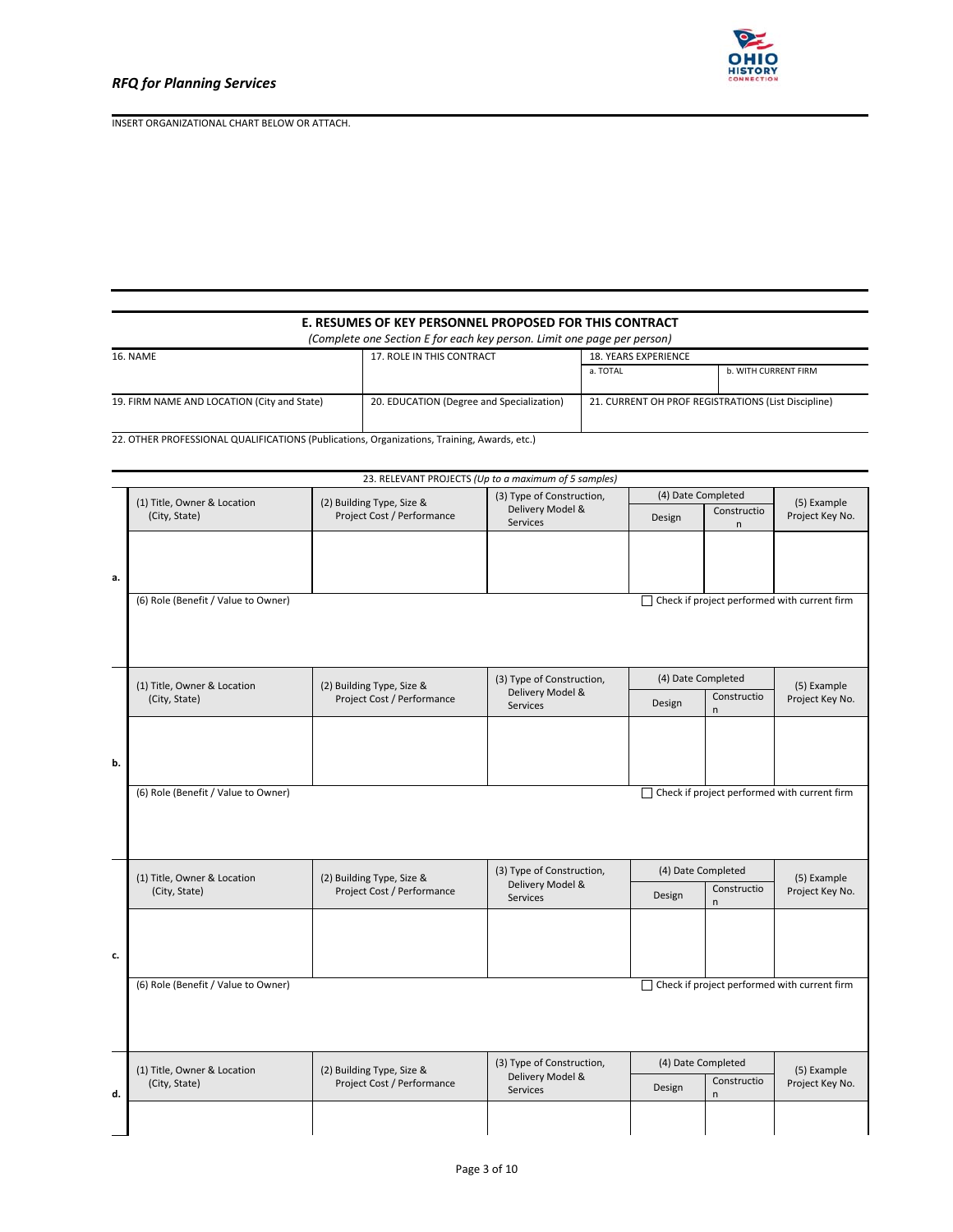INSERT ORGANIZATIONAL CHART BELOW OR ATTACH.

## E. RESUMES OF KEY PERSONNEL PROPOSED FOR THIS CONTRACT

*(Complete one Section E for each key person. Limit one page per person)*

| 16. NAME | 17. ROLE IN THIS CONTRACT | 18. YEARS EXPERIENCE | |
|---|---|---|---|
| | | a. TOTAL | b. WITH CURRENT FIRM |
| 19. FIRM NAME AND LOCATION (City and State) | 20. EDUCATION (Degree and Specialization) | 21. CURRENT OH PROF REGISTRATIONS (List Discipline) | |

22. OTHER PROFESSIONAL QUALIFICATIONS (Publications, Organizations, Training, Awards, etc.)

23. RELEVANT PROJECTS *(Up to a maximum of 5 samples)*

| | (1) Title, Owner & Location (City, State) | (2) Building Type, Size & Project Cost / Performance | (3) Type of Construction, Delivery Model & Services | (4) Date Completed | | (5) Example Project Key No. |
|---|---|---|---|---|---|---|
| | | | | Design | Construction | |
| a. | | | | | | |
| | (6) Role (Benefit / Value to Owner) | | | ☐ Check if project performed with current firm | | |
| b. | | | | | | |
| | (6) Role (Benefit / Value to Owner) | | | ☐ Check if project performed with current firm | | |
| c. | | | | | | |
| | (6) Role (Benefit / Value to Owner) | | | ☐ Check if project performed with current firm | | |
| d. | | | | | | |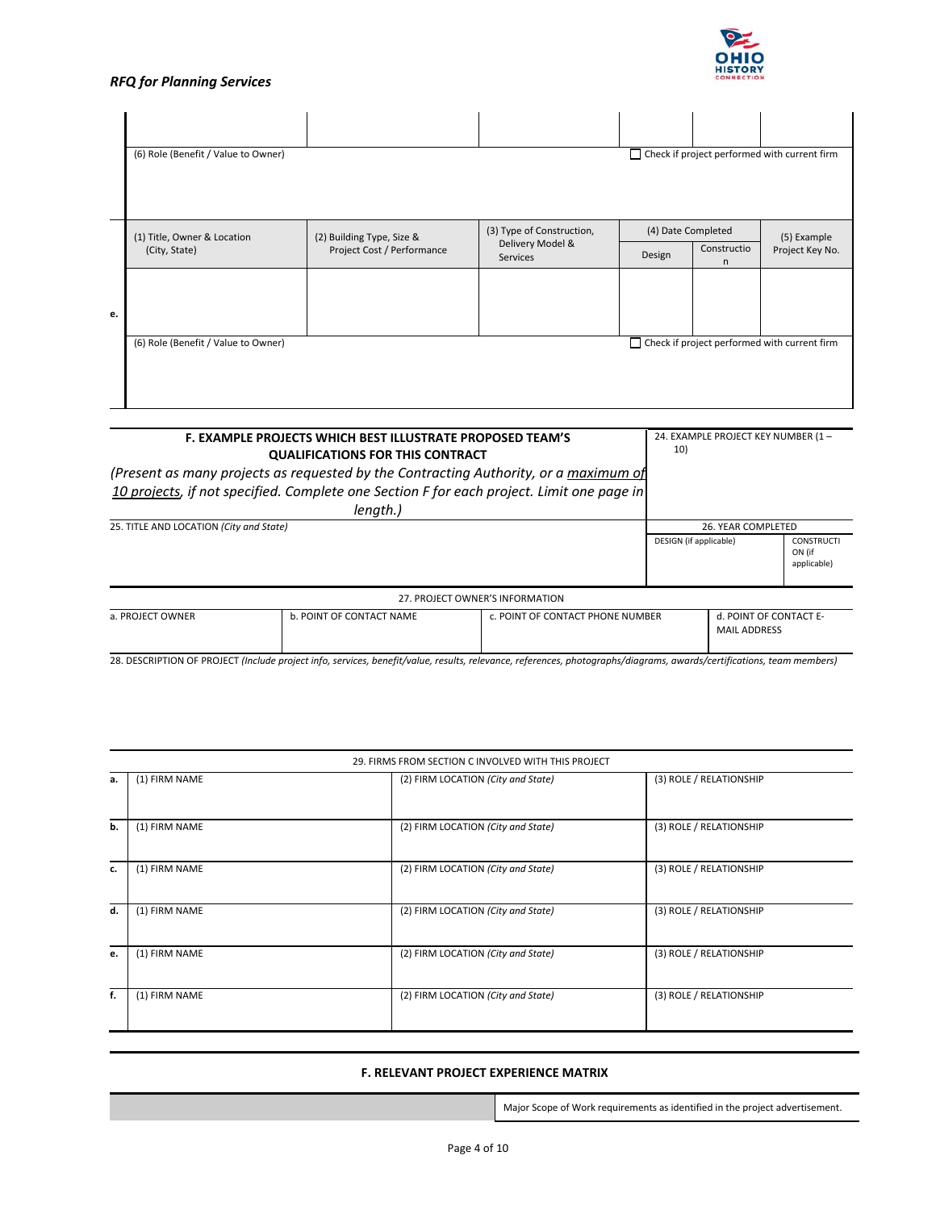| | | | | | |
|---|---|---|---|---|---|
| | | | | | |
| (6) Role (Benefit / Value to Owner) | | | ☐ Check if project performed with current firm | | |

| | (1) Title, Owner & Location (City, State) | (2) Building Type, Size & Project Cost / Performance | (3) Type of Construction, Delivery Model & Services | (4) Date Completed | | (5) Example Project Key No. |
|---|---|---|---|---|---|---|
| | | | | Design | Construction | |
| e. | | | | | | |
| | (6) Role (Benefit / Value to Owner) | | | ☐ Check if project performed with current firm | | |

**F. EXAMPLE PROJECTS WHICH BEST ILLUSTRATE PROPOSED TEAM'S QUALIFICATIONS FOR THIS CONTRACT**

*(Present as many projects as requested by the Contracting Authority, or a* *__maximum of 10 projects__**, if not specified. Complete one Section F for each project. Limit one page in length.)*

24. EXAMPLE PROJECT KEY NUMBER (1 – 10)

| 25. TITLE AND LOCATION *(City and State)* | 26. YEAR COMPLETED | |
|---|---|---|
| | DESIGN (if applicable) | CONSTRUCTION (if applicable) |

| 27. PROJECT OWNER'S INFORMATION | | | |
|---|---|---|---|
| a. PROJECT OWNER | b. POINT OF CONTACT NAME | c. POINT OF CONTACT PHONE NUMBER | d. POINT OF CONTACT E-MAIL ADDRESS |

28. DESCRIPTION OF PROJECT *(Include project info, services, benefit/value, results, relevance, references, photographs/diagrams, awards/certifications, team members)*

| 29. FIRMS FROM SECTION C INVOLVED WITH THIS PROJECT | | | |
|---|---|---|---|
| a. | (1) FIRM NAME | (2) FIRM LOCATION *(City and State)* | (3) ROLE / RELATIONSHIP |
| b. | (1) FIRM NAME | (2) FIRM LOCATION *(City and State)* | (3) ROLE / RELATIONSHIP |
| c. | (1) FIRM NAME | (2) FIRM LOCATION *(City and State)* | (3) ROLE / RELATIONSHIP |
| d. | (1) FIRM NAME | (2) FIRM LOCATION *(City and State)* | (3) ROLE / RELATIONSHIP |
| e. | (1) FIRM NAME | (2) FIRM LOCATION *(City and State)* | (3) ROLE / RELATIONSHIP |
| f. | (1) FIRM NAME | (2) FIRM LOCATION *(City and State)* | (3) ROLE / RELATIONSHIP |

**F. RELEVANT PROJECT EXPERIENCE MATRIX**

| | Major Scope of Work requirements as identified in the project advertisement. |
|---|---|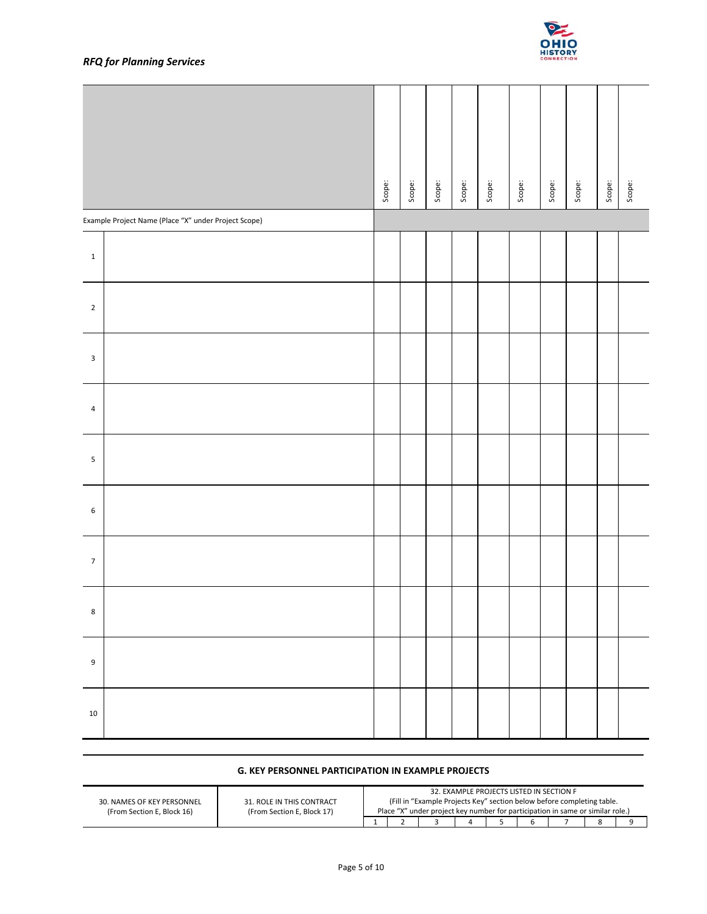| | | Scope: | Scope: | Scope: | Scope: | Scope: | Scope: | Scope: | Scope: | Scope: | Scope: |
|---|---|---|---|---|---|---|---|---|---|---|---|
| Example Project Name (Place "X" under Project Scope) | | | | | | | | | | | |
| 1 | | | | | | | | | | | |
| 2 | | | | | | | | | | | |
| 3 | | | | | | | | | | | |
| 4 | | | | | | | | | | | |
| 5 | | | | | | | | | | | |
| 6 | | | | | | | | | | | |
| 7 | | | | | | | | | | | |
| 8 | | | | | | | | | | | |
| 9 | | | | | | | | | | | |
| 10 | | | | | | | | | | | |

## G. KEY PERSONNEL PARTICIPATION IN EXAMPLE PROJECTS

| 30. NAMES OF KEY PERSONNEL (From Section E, Block 16) | 31. ROLE IN THIS CONTRACT (From Section E, Block 17) | 32. EXAMPLE PROJECTS LISTED IN SECTION F (Fill in "Example Projects Key" section below before completing table. Place "X" under project key number for participation in same or similar role.) | | | | | | | | |
|---|---|---|---|---|---|---|---|---|---|---|
| | | 1 | 2 | 3 | 4 | 5 | 6 | 7 | 8 | 9 |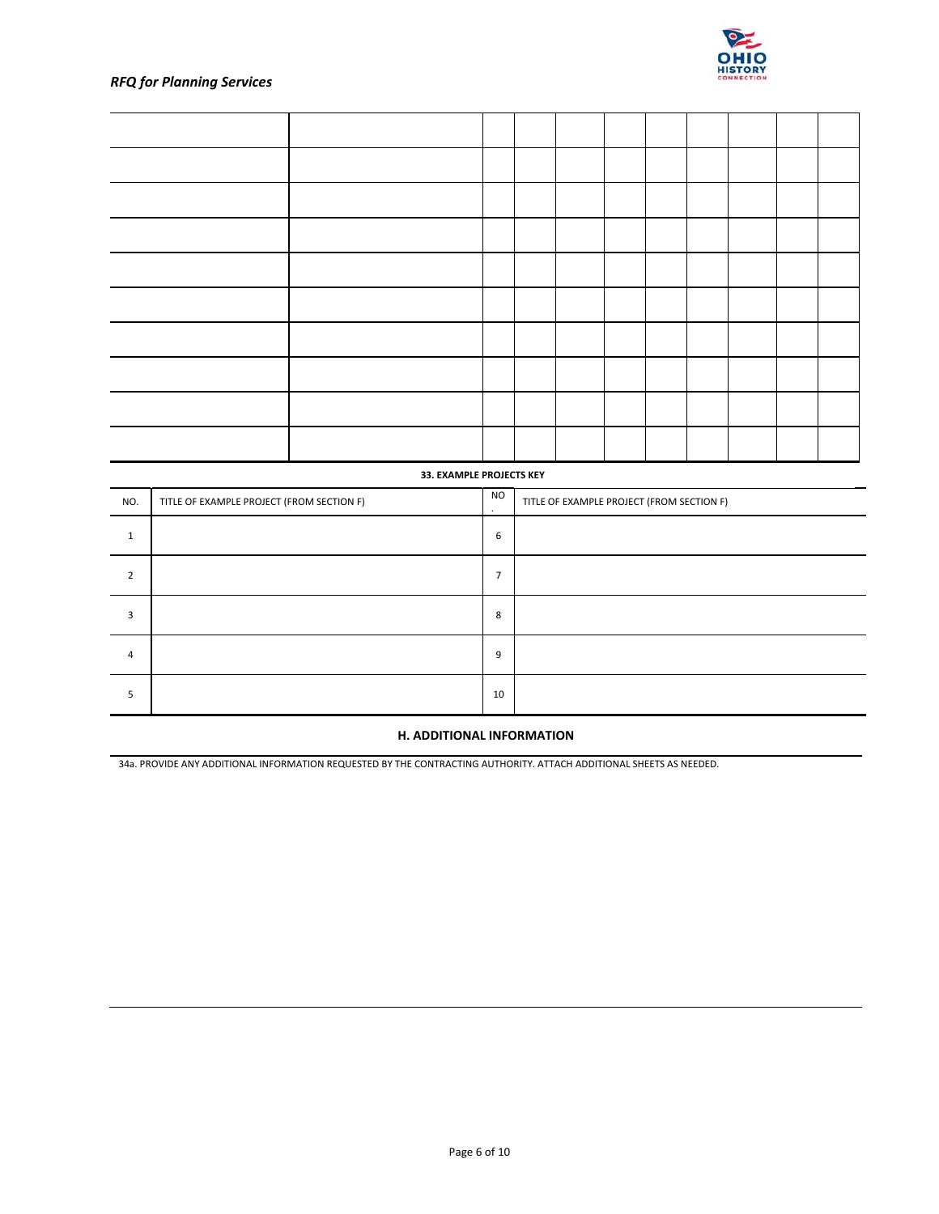| | | | | | | | | | | |
|---|---|---|---|---|---|---|---|---|---|---|
| | | | | | | | | | | |
| | | | | | | | | | | |
| | | | | | | | | | | |
| | | | | | | | | | | |
| | | | | | | | | | | |
| | | | | | | | | | | |
| | | | | | | | | | | |
| | | | | | | | | | | |
| | | | | | | | | | | |

**33. EXAMPLE PROJECTS KEY**

| NO. | TITLE OF EXAMPLE PROJECT (FROM SECTION F) | NO. | TITLE OF EXAMPLE PROJECT (FROM SECTION F) |
|---|---|---|---|
| 1 | | 6 | |
| 2 | | 7 | |
| 3 | | 8 | |
| 4 | | 9 | |
| 5 | | 10 | |

## H. ADDITIONAL INFORMATION

34a. PROVIDE ANY ADDITIONAL INFORMATION REQUESTED BY THE CONTRACTING AUTHORITY. ATTACH ADDITIONAL SHEETS AS NEEDED.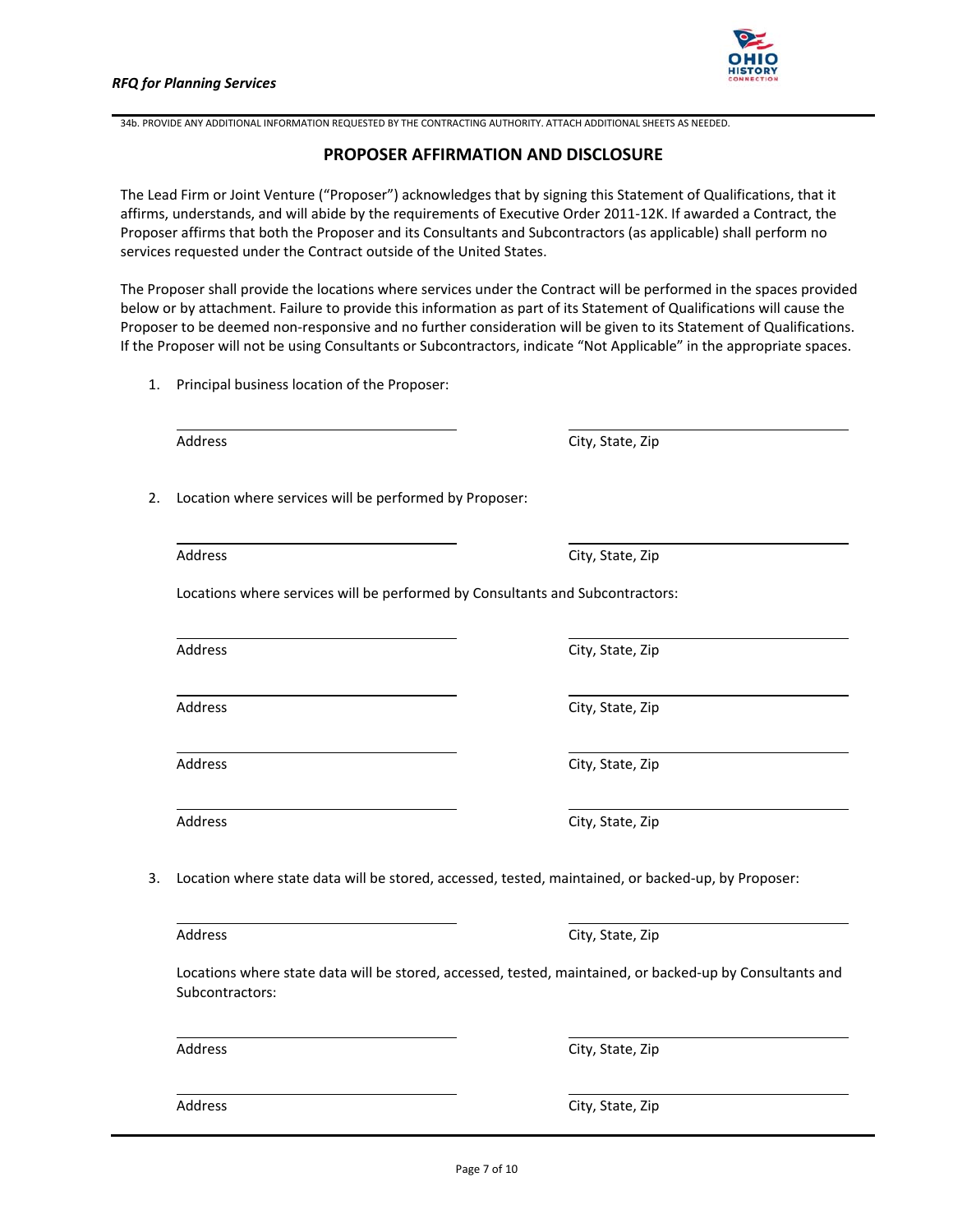34b. PROVIDE ANY ADDITIONAL INFORMATION REQUESTED BY THE CONTRACTING AUTHORITY. ATTACH ADDITIONAL SHEETS AS NEEDED.

## PROPOSER AFFIRMATION AND DISCLOSURE

The Lead Firm or Joint Venture ("Proposer") acknowledges that by signing this Statement of Qualifications, that it affirms, understands, and will abide by the requirements of Executive Order 2011-12K. If awarded a Contract, the Proposer affirms that both the Proposer and its Consultants and Subcontractors (as applicable) shall perform no services requested under the Contract outside of the United States.

The Proposer shall provide the locations where services under the Contract will be performed in the spaces provided below or by attachment. Failure to provide this information as part of its Statement of Qualifications will cause the Proposer to be deemed non-responsive and no further consideration will be given to its Statement of Qualifications. If the Proposer will not be using Consultants or Subcontractors, indicate "Not Applicable" in the appropriate spaces.

1. Principal business location of the Proposer:

   | Address | City, State, Zip |
   |---|---|
   | | |

2. Location where services will be performed by Proposer:

   | Address | City, State, Zip |
   |---|---|
   | | |

   Locations where services will be performed by Consultants and Subcontractors:

   | Address | City, State, Zip |
   |---|---|
   | | |
   | | |
   | | |
   | | |

3. Location where state data will be stored, accessed, tested, maintained, or backed-up, by Proposer:

   | Address | City, State, Zip |
   |---|---|
   | | |

   Locations where state data will be stored, accessed, tested, maintained, or backed-up by Consultants and Subcontractors:

   | Address | City, State, Zip |
   |---|---|
   | | |
   | | |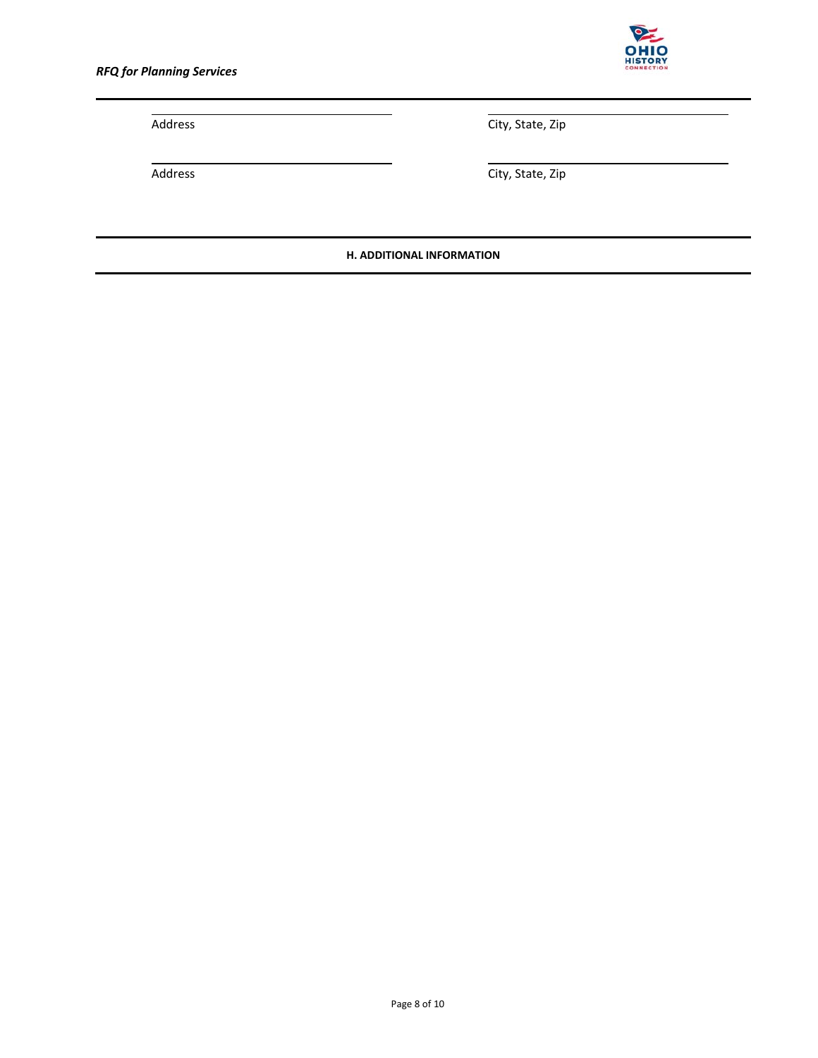Address | City, State, Zip

Address | City, State, Zip

**H. ADDITIONAL INFORMATION**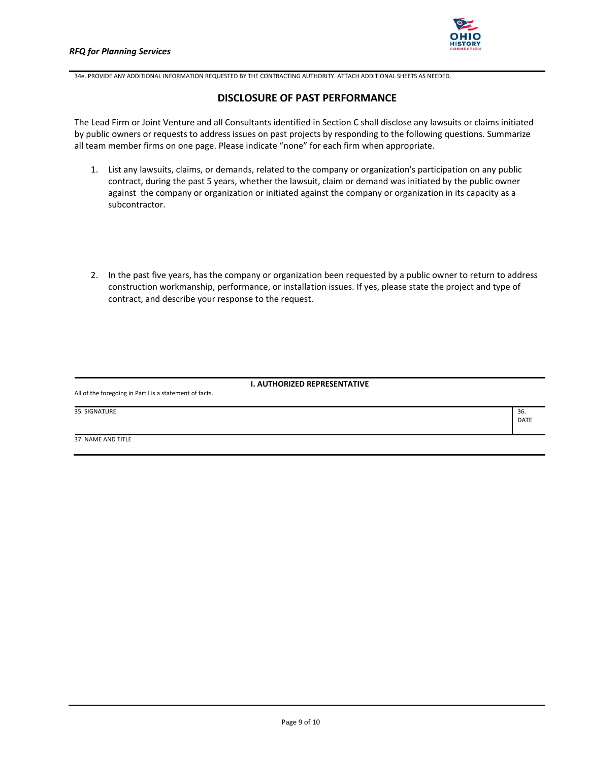34e. PROVIDE ANY ADDITIONAL INFORMATION REQUESTED BY THE CONTRACTING AUTHORITY. ATTACH ADDITIONAL SHEETS AS NEEDED.

## DISCLOSURE OF PAST PERFORMANCE

The Lead Firm or Joint Venture and all Consultants identified in Section C shall disclose any lawsuits or claims initiated by public owners or requests to address issues on past projects by responding to the following questions. Summarize all team member firms on one page. Please indicate "none" for each firm when appropriate.

1. List any lawsuits, claims, or demands, related to the company or organization's participation on any public contract, during the past 5 years, whether the lawsuit, claim or demand was initiated by the public owner against the company or organization or initiated against the company or organization in its capacity as a subcontractor.

2. In the past five years, has the company or organization been requested by a public owner to return to address construction workmanship, performance, or installation issues. If yes, please state the project and type of contract, and describe your response to the request.

**I. AUTHORIZED REPRESENTATIVE**

All of the foregoing in Part I is a statement of facts.

| 35. SIGNATURE | 36. DATE |
| --- | --- |
| 37. NAME AND TITLE | |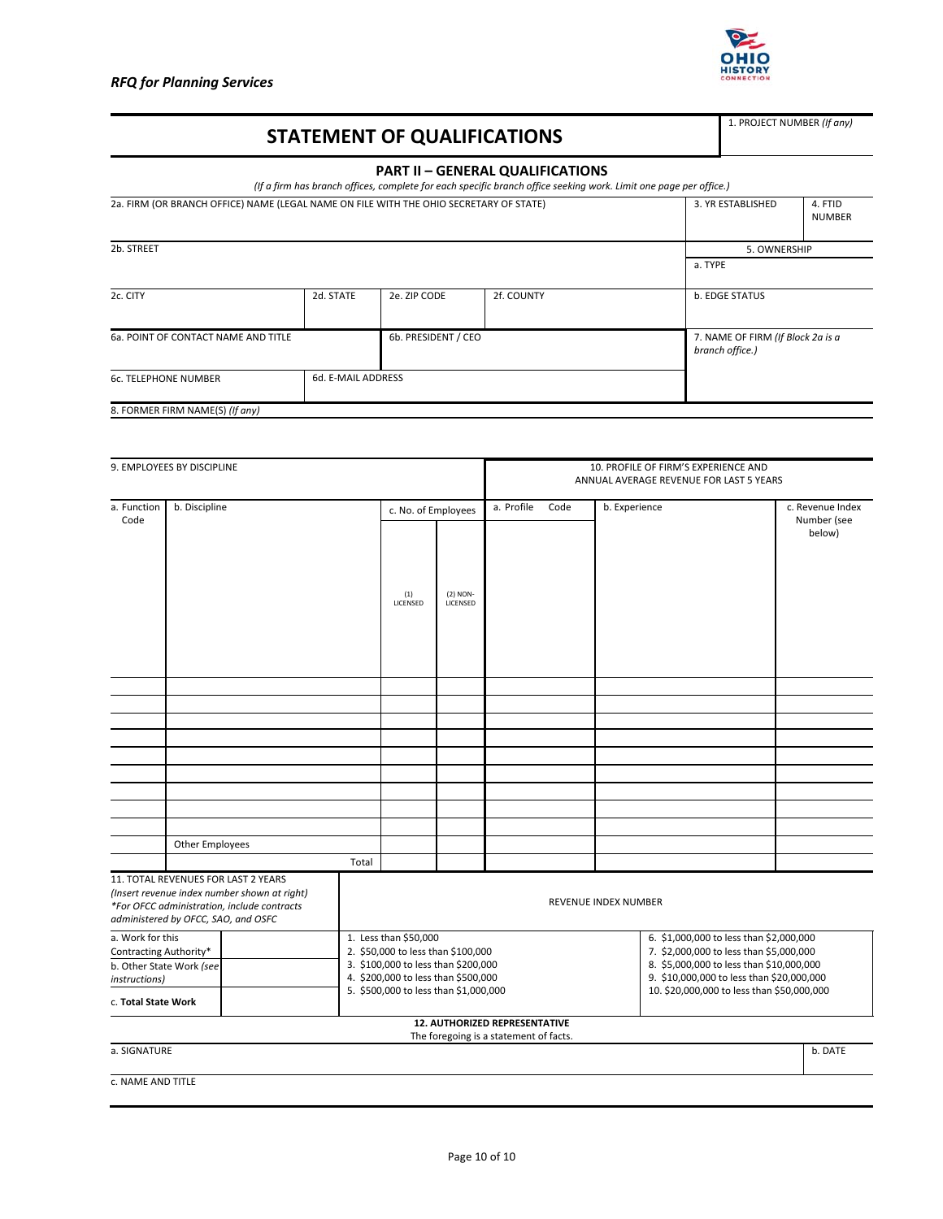# STATEMENT OF QUALIFICATIONS

1. PROJECT NUMBER *(If any)*

## PART II – GENERAL QUALIFICATIONS

*(If a firm has branch offices, complete for each specific branch office seeking work. Limit one page per office.)*

| | | | | | |
|---|---|---|---|---|---|
| 2a. FIRM (OR BRANCH OFFICE) NAME (LEGAL NAME ON FILE WITH THE OHIO SECRETARY OF STATE) | | | | 3. YR ESTABLISHED | 4. FTID NUMBER |
| 2b. STREET | | | | 5. OWNERSHIP | |
| | | | | a. TYPE | |
| 2c. CITY | 2d. STATE | 2e. ZIP CODE | 2f. COUNTY | b. EDGE STATUS | |
| 6a. POINT OF CONTACT NAME AND TITLE | | 6b. PRESIDENT / CEO | | 7. NAME OF FIRM *(If Block 2a is a branch office.)* | |
| 6c. TELEPHONE NUMBER | 6d. E-MAIL ADDRESS | | | | |
| 8. FORMER FIRM NAME(S) *(If any)* | | | | | |

| 9. EMPLOYEES BY DISCIPLINE | | | | 10. PROFILE OF FIRM'S EXPERIENCE AND ANNUAL AVERAGE REVENUE FOR LAST 5 YEARS | | |
|---|---|---|---|---|---|---|
| a. Function Code | b. Discipline | c. No. of Employees | | a. Profile Code | b. Experience | c. Revenue Index Number (see below) |
| | | (1) LICENSED | (2) NON-LICENSED | | | |
| | | | | | | |
| | | | | | | |
| | | | | | | |
| | | | | | | |
| | | | | | | |
| | | | | | | |
| | | | | | | |
| | | | | | | |
| | | | | | | |
| | | | | | | |
| | Other Employees | | | | | |
| | Total | | | | | |

| 11. TOTAL REVENUES FOR LAST 2 YEARS *(Insert revenue index number shown at right)* *\*For OFCC administration, include contracts administered by OFCC, SAO, and OSFC* | | REVENUE INDEX NUMBER | |
|---|---|---|---|
| a. Work for this Contracting Authority* | | 1. Less than $50,000<br>2. $50,000 to less than $100,000<br>3. $100,000 to less than $200,000<br>4. $200,000 to less than $500,000<br>5. $500,000 to less than $1,000,000 | 6. $1,000,000 to less than $2,000,000<br>7. $2,000,000 to less than $5,000,000<br>8. $5,000,000 to less than $10,000,000<br>9. $10,000,000 to less than $20,000,000<br>10. $20,000,000 to less than $50,000,000 |
| b. Other State Work *(see instructions)* | | | |
| c. **Total State Work** | | | |

**12. AUTHORIZED REPRESENTATIVE**
The foregoing is a statement of facts.

| | |
|---|---|
| a. SIGNATURE | b. DATE |
| c. NAME AND TITLE | |